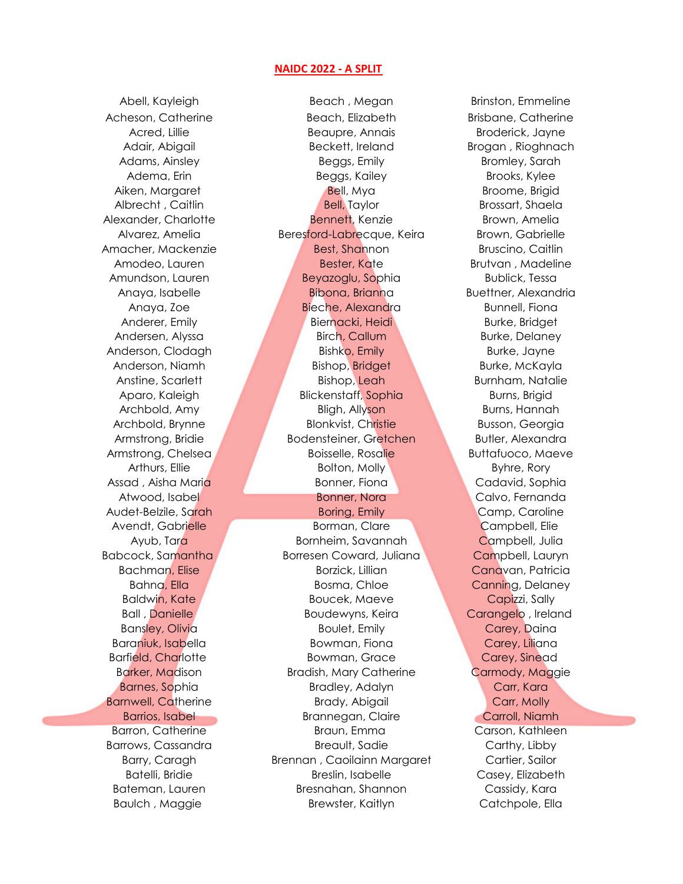# NAIDC 2022 - A SPLIT

Abell, Kayleigh
Acheson, Catherine
Acred, Lillie
Adair, Abigail
Adams, Ainsley
Adema, Erin
Aiken, Margaret
Albrecht , Caitlin
Alexander, Charlotte
Alvarez, Amelia
Amacher, Mackenzie
Amodeo, Lauren
Amundson, Lauren
Anaya, Isabelle
Anaya, Zoe
Anderer, Emily
Andersen, Alyssa
Anderson, Clodagh
Anderson, Niamh
Anstine, Scarlett
Aparo, Kaleigh
Archbold, Amy
Archbold, Brynne
Armstrong, Bridie
Armstrong, Chelsea
Arthurs, Ellie
Assad , Aisha Maria
Atwood, Isabel
Audet-Belzile, Sarah
Avendt, Gabrielle
Ayub, Tara
Babcock, Samantha
Bachman, Elise
Bahna, Ella
Baldwin, Kate
Ball , Danielle
Bansley, Olivia
Baraniuk, Isabella
Barfield, Charlotte
Barker, Madison
Barnes, Sophia
Barnwell, Catherine
Barrios, Isabel
Barron, Catherine
Barrows, Cassandra
Barry, Caragh
Batelli, Bridie
Bateman, Lauren
Baulch , Maggie

Beach , Megan
Beach, Elizabeth
Beaupre, Annais
Beckett, Ireland
Beggs, Emily
Beggs, Kailey
Bell, Mya
Bell, Taylor
Bennett, Kenzie
Beresford-Labrecque, Keira
Best, Shannon
Bester, Kate
Beyazoglu, Sophia
Bibona, Brianna
Bieche, Alexandra
Biernacki, Heidi
Birch, Callum
Bishko, Emily
Bishop, Bridget
Bishop, Leah
Blickenstaff, Sophia
Bligh, Allyson
Blonkvist, Christie
Bodensteiner, Gretchen
Boisselle, Rosalie
Bolton, Molly
Bonner, Fiona
Bonner, Nora
Boring, Emily
Borman, Clare
Bornheim, Savannah
Borresen Coward, Juliana
Borzick, Lillian
Bosma, Chloe
Boucek, Maeve
Boudewyns, Keira
Boulet, Emily
Bowman, Fiona
Bowman, Grace
Bradish, Mary Catherine
Bradley, Adalyn
Brady, Abigail
Brannegan, Claire
Braun, Emma
Breault, Sadie
Brennan , Caoilainn Margaret
Breslin, Isabelle
Bresnahan, Shannon
Brewster, Kaitlyn

Brinston, Emmeline
Brisbane, Catherine
Broderick, Jayne
Brogan , Rioghnach
Bromley, Sarah
Brooks, Kylee
Broome, Brigid
Brossart, Shaela
Brown, Amelia
Brown, Gabrielle
Bruscino, Caitlin
Brutvan , Madeline
Bublick, Tessa
Buettner, Alexandria
Bunnell, Fiona
Burke, Bridget
Burke, Delaney
Burke, Jayne
Burke, McKayla
Burnham, Natalie
Burns, Brigid
Burns, Hannah
Busson, Georgia
Butler, Alexandra
Buttafuoco, Maeve
Byhre, Rory
Cadavid, Sophia
Calvo, Fernanda
Camp, Caroline
Campbell, Elie
Campbell, Julia
Campbell, Lauryn
Canavan, Patricia
Canning, Delaney
Capizzi, Sally
Carangelo , Ireland
Carey, Daina
Carey, Liliana
Carey, Sinead
Carmody, Maggie
Carr, Kara
Carr, Molly
Carroll, Niamh
Carson, Kathleen
Carthy, Libby
Cartier, Sailor
Casey, Elizabeth
Cassidy, Kara
Catchpole, Ella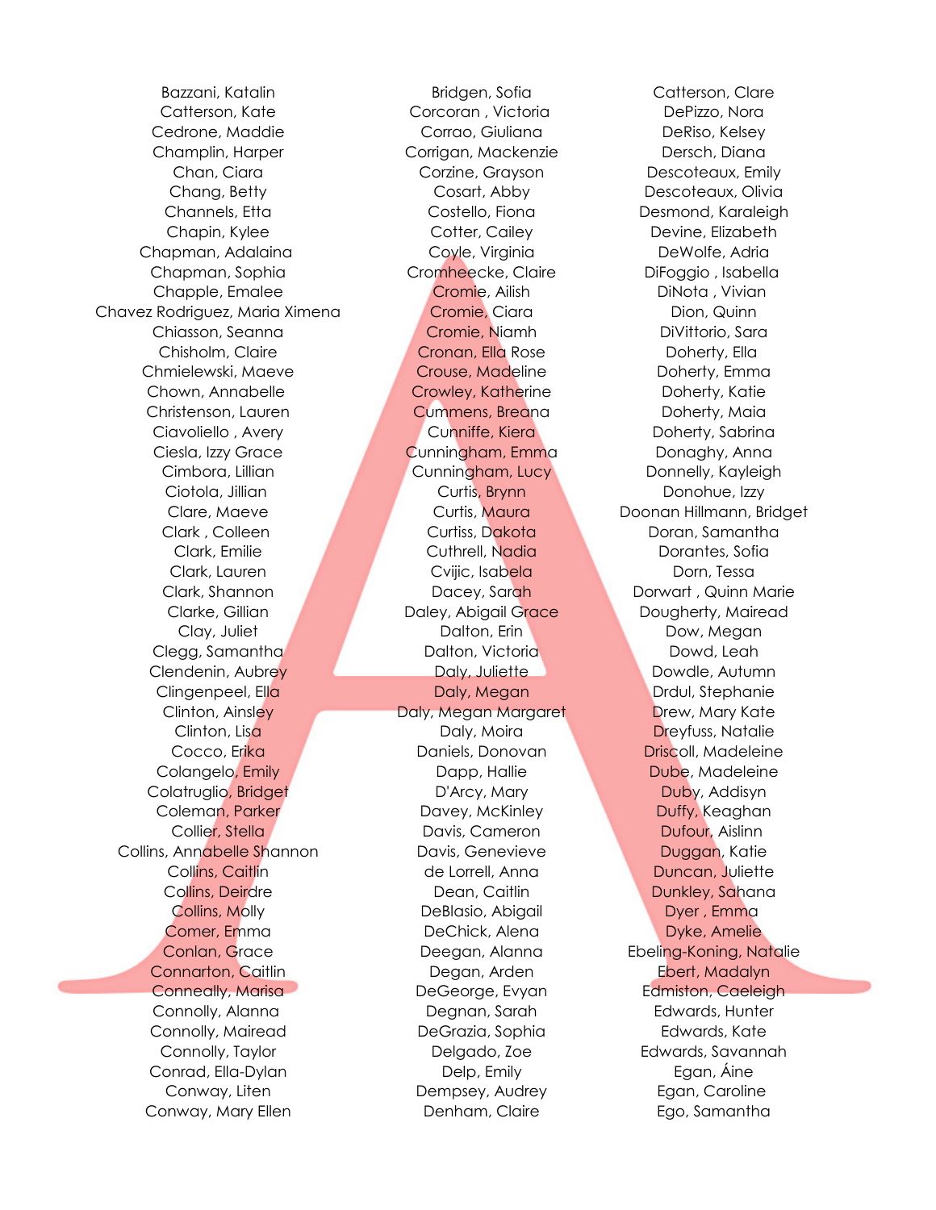Bazzani, Katalin
Catterson, Kate
Cedrone, Maddie
Champlin, Harper
Chan, Ciara
Chang, Betty
Channels, Etta
Chapin, Kylee
Chapman, Adalaina
Chapman, Sophia
Chapple, Emalee
Chavez Rodriguez, Maria Ximena
Chiasson, Seanna
Chisholm, Claire
Chmielewski, Maeve
Chown, Annabelle
Christenson, Lauren
Ciavoliello , Avery
Ciesla, Izzy Grace
Cimbora, Lillian
Ciotola, Jillian
Clare, Maeve
Clark , Colleen
Clark, Emilie
Clark, Lauren
Clark, Shannon
Clarke, Gillian
Clay, Juliet
Clegg, Samantha
Clendenin, Aubrey
Clingenpeel, Ella
Clinton, Ainsley
Clinton, Lisa
Cocco, Erika
Colangelo, Emily
Colatruglio, Bridget
Coleman, Parker
Collier, Stella
Collins, Annabelle Shannon
Collins, Caitlin
Collins, Deirdre
Collins, Molly
Comer, Emma
Conlan, Grace
Connarton, Caitlin
Conneally, Marisa
Connolly, Alanna
Connolly, Mairead
Connolly, Taylor
Conrad, Ella-Dylan
Conway, Liten
Conway, Mary Ellen

Bridgen, Sofia
Corcoran , Victoria
Corrao, Giuliana
Corrigan, Mackenzie
Corzine, Grayson
Cosart, Abby
Costello, Fiona
Cotter, Cailey
Coyle, Virginia
Cromheecke, Claire
Cromie, Ailish
Cromie, Ciara
Cromie, Niamh
Cronan, Ella Rose
Crouse, Madeline
Crowley, Katherine
Cummens, Breana
Cunniffe, Kiera
Cunningham, Emma
Cunningham, Lucy
Curtis, Brynn
Curtis, Maura
Curtiss, Dakota
Cuthrell, Nadia
Cvijic, Isabela
Dacey, Sarah
Daley, Abigail Grace
Dalton, Erin
Dalton, Victoria
Daly, Juliette
Daly, Megan
Daly, Megan Margaret
Daly, Moira
Daniels, Donovan
Dapp, Hallie
D'Arcy, Mary
Davey, McKinley
Davis, Cameron
Davis, Genevieve
de Lorrell, Anna
Dean, Caitlin
DeBlasio, Abigail
DeChick, Alena
Deegan, Alanna
Degan, Arden
DeGeorge, Evyan
Degnan, Sarah
DeGrazia, Sophia
Delgado, Zoe
Delp, Emily
Dempsey, Audrey
Denham, Claire

Catterson, Clare
DePizzo, Nora
DeRiso, Kelsey
Dersch, Diana
Descoteaux, Emily
Descoteaux, Olivia
Desmond, Karaleigh
Devine, Elizabeth
DeWolfe, Adria
DiFoggio , Isabella
DiNota , Vivian
Dion, Quinn
DiVittorio, Sara
Doherty, Ella
Doherty, Emma
Doherty, Katie
Doherty, Maia
Doherty, Sabrina
Donaghy, Anna
Donnelly, Kayleigh
Donohue, Izzy
Doonan Hillmann, Bridget
Doran, Samantha
Dorantes, Sofia
Dorn, Tessa
Dorwart , Quinn Marie
Dougherty, Mairead
Dow, Megan
Dowd, Leah
Dowdle, Autumn
Drdul, Stephanie
Drew, Mary Kate
Dreyfuss, Natalie
Driscoll, Madeleine
Dube, Madeleine
Duby, Addisyn
Duffy, Keaghan
Dufour, Aislinn
Duggan, Katie
Duncan, Juliette
Dunkley, Sahana
Dyer , Emma
Dyke, Amelie
Ebeling-Koning, Natalie
Ebert, Madalyn
Edmiston, Caeleigh
Edwards, Hunter
Edwards, Kate
Edwards, Savannah
Egan, Áine
Egan, Caroline
Ego, Samantha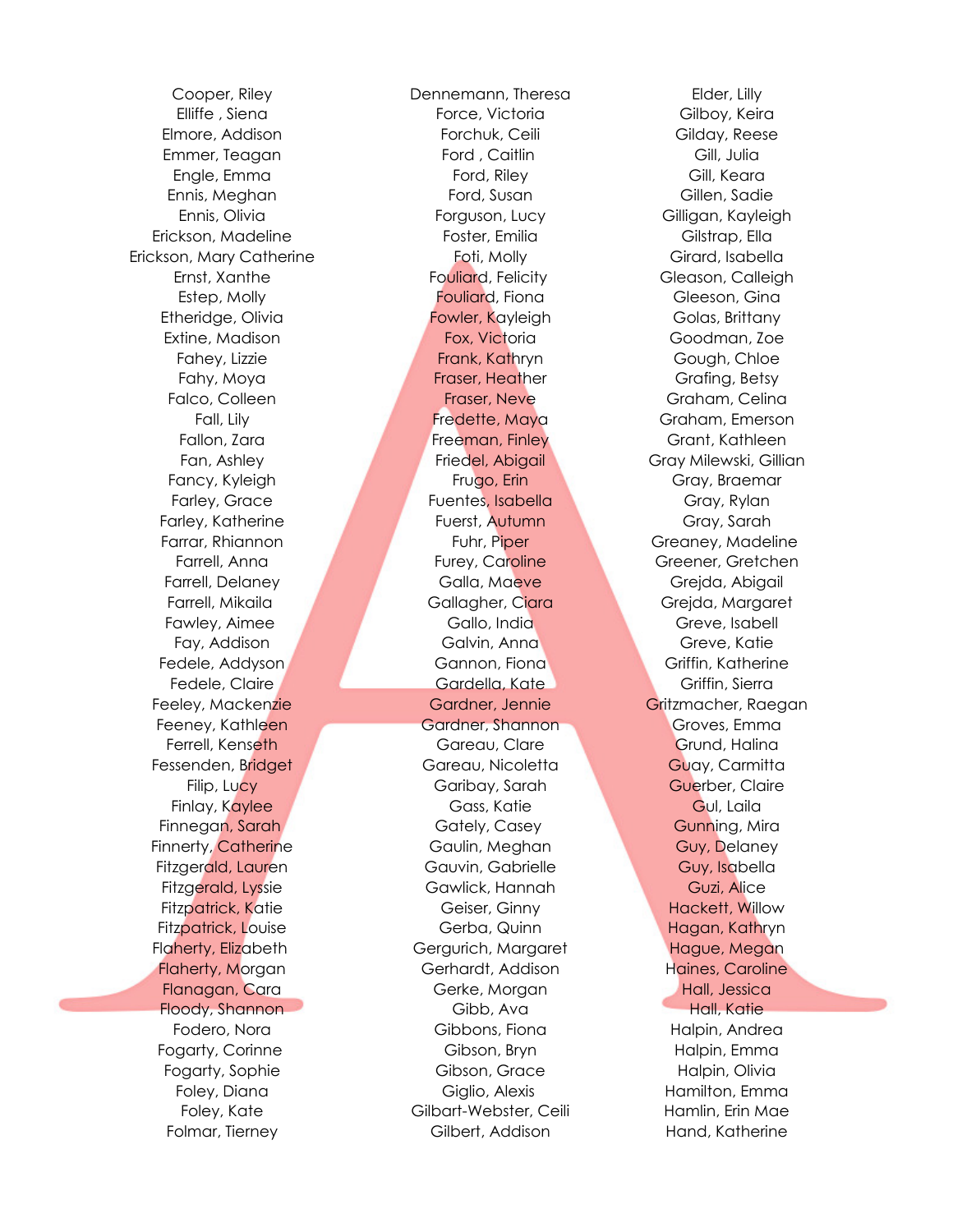Cooper, Riley
Elliffe , Siena
Elmore, Addison
Emmer, Teagan
Engle, Emma
Ennis, Meghan
Ennis, Olivia
Erickson, Madeline
Erickson, Mary Catherine
Ernst, Xanthe
Estep, Molly
Etheridge, Olivia
Extine, Madison
Fahey, Lizzie
Fahy, Moya
Falco, Colleen
Fall, Lily
Fallon, Zara
Fan, Ashley
Fancy, Kyleigh
Farley, Grace
Farley, Katherine
Farrar, Rhiannon
Farrell, Anna
Farrell, Delaney
Farrell, Mikaila
Fawley, Aimee
Fay, Addison
Fedele, Addyson
Fedele, Claire
Feeley, Mackenzie
Feeney, Kathleen
Ferrell, Kenseth
Fessenden, Bridget
Filip, Lucy
Finlay, Kaylee
Finnegan, Sarah
Finnerty, Catherine
Fitzgerald, Lauren
Fitzgerald, Lyssie
Fitzpatrick, Katie
Fitzpatrick, Louise
Flaherty, Elizabeth
Flaherty, Morgan
Flanagan, Cara
Floody, Shannon
Fodero, Nora
Fogarty, Corinne
Fogarty, Sophie
Foley, Diana
Foley, Kate
Folmar, Tierney

Dennemann, Theresa
Force, Victoria
Forchuk, Ceili
Ford , Caitlin
Ford, Riley
Ford, Susan
Forguson, Lucy
Foster, Emilia
Foti, Molly
Fouliard, Felicity
Fouliard, Fiona
Fowler, Kayleigh
Fox, Victoria
Frank, Kathryn
Fraser, Heather
Fraser, Neve
Fredette, Maya
Freeman, Finley
Friedel, Abigail
Frugo, Erin
Fuentes, Isabella
Fuerst, Autumn
Fuhr, Piper
Furey, Caroline
Galla, Maeve
Gallagher, Ciara
Gallo, India
Galvin, Anna
Gannon, Fiona
Gardella, Kate
Gardner, Jennie
Gardner, Shannon
Gareau, Clare
Gareau, Nicoletta
Garibay, Sarah
Gass, Katie
Gately, Casey
Gaulin, Meghan
Gauvin, Gabrielle
Gawlick, Hannah
Geiser, Ginny
Gerba, Quinn
Gergurich, Margaret
Gerhardt, Addison
Gerke, Morgan
Gibb, Ava
Gibbons, Fiona
Gibson, Bryn
Gibson, Grace
Giglio, Alexis
Gilbart-Webster, Ceili
Gilbert, Addison

Elder, Lilly
Gilboy, Keira
Gilday, Reese
Gill, Julia
Gill, Keara
Gillen, Sadie
Gilligan, Kayleigh
Gilstrap, Ella
Girard, Isabella
Gleason, Calleigh
Gleeson, Gina
Golas, Brittany
Goodman, Zoe
Gough, Chloe
Grafing, Betsy
Graham, Celina
Graham, Emerson
Grant, Kathleen
Gray Milewski, Gillian
Gray, Braemar
Gray, Rylan
Gray, Sarah
Greaney, Madeline
Greener, Gretchen
Grejda, Abigail
Grejda, Margaret
Greve, Isabell
Greve, Katie
Griffin, Katherine
Griffin, Sierra
Gritzmacher, Raegan
Groves, Emma
Grund, Halina
Guay, Carmitta
Guerber, Claire
Gul, Laila
Gunning, Mira
Guy, Delaney
Guy, Isabella
Guzi, Alice
Hackett, Willow
Hagan, Kathryn
Hague, Megan
Haines, Caroline
Hall, Jessica
Hall, Katie
Halpin, Andrea
Halpin, Emma
Halpin, Olivia
Hamilton, Emma
Hamlin, Erin Mae
Hand, Katherine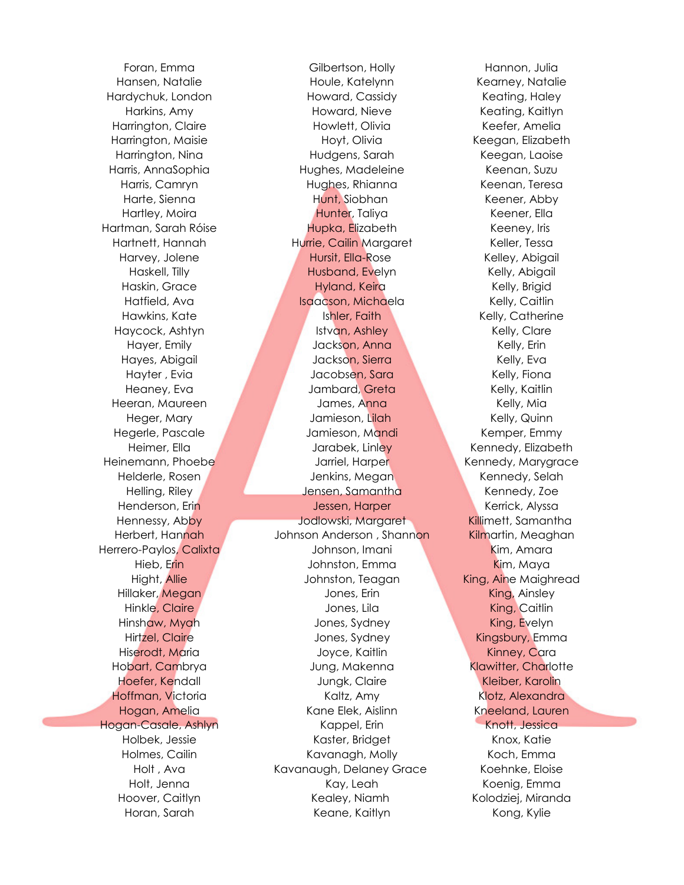Foran, Emma
Hansen, Natalie
Hardychuk, London
Harkins, Amy
Harrington, Claire
Harrington, Maisie
Harrington, Nina
Harris, AnnaSophia
Harris, Camryn
Harte, Sienna
Hartley, Moira
Hartman, Sarah Róise
Hartnett, Hannah
Harvey, Jolene
Haskell, Tilly
Haskin, Grace
Hatfield, Ava
Hawkins, Kate
Haycock, Ashtyn
Hayer, Emily
Hayes, Abigail
Hayter , Evia
Heaney, Eva
Heeran, Maureen
Heger, Mary
Hegerle, Pascale
Heimer, Ella
Heinemann, Phoebe
Helderle, Rosen
Helling, Riley
Henderson, Erin
Hennessy, Abby
Herbert, Hannah
Herrero-Paylos, Calixta
Hieb, Erin
Hight, Allie
Hillaker, Megan
Hinkle, Claire
Hinshaw, Myah
Hirtzel, Claire
Hiserodt, Maria
Hobart, Cambrya
Hoefer, Kendall
Hoffman, Victoria
Hogan, Amelia
Hogan-Casale, Ashlyn
Holbek, Jessie
Holmes, Cailin
Holt , Ava
Holt, Jenna
Hoover, Caitlyn
Horan, Sarah

Gilbertson, Holly
Houle, Katelynn
Howard, Cassidy
Howard, Nieve
Howlett, Olivia
Hoyt, Olivia
Hudgens, Sarah
Hughes, Madeleine
Hughes, Rhianna
Hunt, Siobhan
Hunter, Taliya
Hupka, Elizabeth
Hurrie, Cailin Margaret
Hursit, Ella-Rose
Husband, Evelyn
Hyland, Keira
Isaacson, Michaela
Ishler, Faith
Istvan, Ashley
Jackson, Anna
Jackson, Sierra
Jacobsen, Sara
Jambard, Greta
James, Anna
Jamieson, Lilah
Jamieson, Mandi
Jarabek, Linley
Jarriel, Harper
Jenkins, Megan
Jensen, Samantha
Jessen, Harper
Jodlowski, Margaret
Johnson Anderson , Shannon
Johnson, Imani
Johnston, Emma
Johnston, Teagan
Jones, Erin
Jones, Lila
Jones, Sydney
Jones, Sydney
Joyce, Kaitlin
Jung, Makenna
Jungk, Claire
Kaltz, Amy
Kane Elek, Aislinn
Kappel, Erin
Kaster, Bridget
Kavanagh, Molly
Kavanaugh, Delaney Grace
Kay, Leah
Kealey, Niamh
Keane, Kaitlyn

Hannon, Julia
Kearney, Natalie
Keating, Haley
Keating, Kaitlyn
Keefer, Amelia
Keegan, Elizabeth
Keegan, Laoise
Keenan, Suzu
Keenan, Teresa
Keener, Abby
Keener, Ella
Keeney, Iris
Keller, Tessa
Kelley, Abigail
Kelly, Abigail
Kelly, Brigid
Kelly, Caitlin
Kelly, Catherine
Kelly, Clare
Kelly, Erin
Kelly, Eva
Kelly, Fiona
Kelly, Kaitlin
Kelly, Mia
Kelly, Quinn
Kemper, Emmy
Kennedy, Elizabeth
Kennedy, Marygrace
Kennedy, Selah
Kennedy, Zoe
Kerrick, Alyssa
Killimett, Samantha
Kilmartin, Meaghan
Kim, Amara
Kim, Maya
King, Aine Maighread
King, Ainsley
King, Caitlin
King, Evelyn
Kingsbury, Emma
Kinney, Cara
Klawitter, Charlotte
Kleiber, Karolin
Klotz, Alexandra
Kneeland, Lauren
Knott, Jessica
Knox, Katie
Koch, Emma
Koehnke, Eloise
Koenig, Emma
Kolodziej, Miranda
Kong, Kylie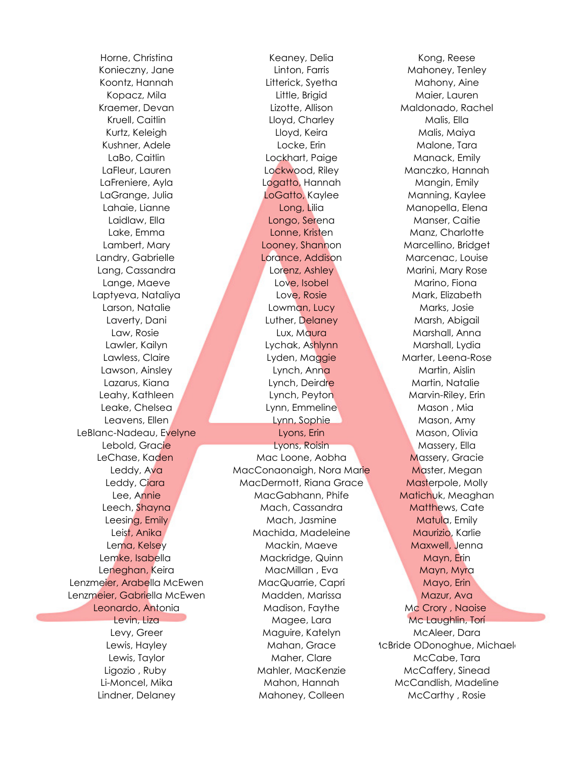Horne, Christina
Konieczny, Jane
Koontz, Hannah
Kopacz, Mila
Kraemer, Devan
Kruell, Caitlin
Kurtz, Keleigh
Kushner, Adele
LaBo, Caitlin
LaFleur, Lauren
LaFreniere, Ayla
LaGrange, Julia
Lahaie, Lianne
Laidlaw, Ella
Lake, Emma
Lambert, Mary
Landry, Gabrielle
Lang, Cassandra
Lange, Maeve
Laptyeva, Nataliya
Larson, Natalie
Laverty, Dani
Law, Rosie
Lawler, Kailyn
Lawless, Claire
Lawson, Ainsley
Lazarus, Kiana
Leahy, Kathleen
Leake, Chelsea
Leavens, Ellen
LeBlanc-Nadeau, Evelyne
Lebold, Gracie
LeChase, Kaden
Leddy, Ava
Leddy, Ciara
Lee, Annie
Leech, Shayna
Leesing, Emily
Leist, Anika
Lema, Kelsey
Lemke, Isabella
Leneghan, Keira
Lenzmeier, Arabella McEwen
Lenzmeier, Gabriella McEwen
Leonardo, Antonia
Levin, Liza
Levy, Greer
Lewis, Hayley
Lewis, Taylor
Ligozio , Ruby
Li-Moncel, Mika
Lindner, Delaney

Keaney, Delia
Linton, Farris
Litterick, Syetha
Little, Brigid
Lizotte, Allison
Lloyd, Charley
Lloyd, Keira
Locke, Erin
Lockhart, Paige
Lockwood, Riley
Logatto, Hannah
LoGatto, Kaylee
Long, Lilia
Longo, Serena
Lonne, Kristen
Looney, Shannon
Lorance, Addison
Lorenz, Ashley
Love, Isobel
Love, Rosie
Lowman, Lucy
Luther, Delaney
Lux, Maura
Lychak, Ashlynn
Lyden, Maggie
Lynch, Anna
Lynch, Deirdre
Lynch, Peyton
Lynn, Emmeline
Lynn, Sophie
Lyons, Erin
Lyons, Roisin
Mac Loone, Aobha
MacConaonaigh, Nora Marie
MacDermott, Riana Grace
MacGabhann, Phife
Mach, Cassandra
Mach, Jasmine
Machida, Madeleine
Mackin, Maeve
Mackridge, Quinn
MacMillan , Eva
MacQuarrie, Capri
Madden, Marissa
Madison, Faythe
Magee, Lara
Maguire, Katelyn
Mahan, Grace
Maher, Clare
Mahler, MacKenzie
Mahon, Hannah
Mahoney, Colleen

Kong, Reese
Mahoney, Tenley
Mahony, Aine
Maier, Lauren
Maldonado, Rachel
Malis, Ella
Malis, Maiya
Malone, Tara
Manack, Emily
Manczko, Hannah
Mangin, Emily
Manning, Kaylee
Manopella, Elena
Manser, Caitie
Manz, Charlotte
Marcellino, Bridget
Marcenac, Louise
Marini, Mary Rose
Marino, Fiona
Mark, Elizabeth
Marks, Josie
Marsh, Abigail
Marshall, Anna
Marshall, Lydia
Marter, Leena-Rose
Martin, Aislin
Martin, Natalie
Marvin-Riley, Erin
Mason , Mia
Mason, Amy
Mason, Olivia
Massery, Ella
Massery, Gracie
Master, Megan
Masterpole, Molly
Matichuk, Meaghan
Matthews, Cate
Matula, Emily
Maurizio, Karlie
Maxwell, Jenna
Mayn, Erin
Mayn, Myra
Mayo, Erin
Mazur, Ava
Mc Crory , Naoise
Mc Laughlin, Torí
McAleer, Dara
McBride ODonoghue, Michaela
McCabe, Tara
McCaffery, Sinead
McCandlish, Madeline
McCarthy , Rosie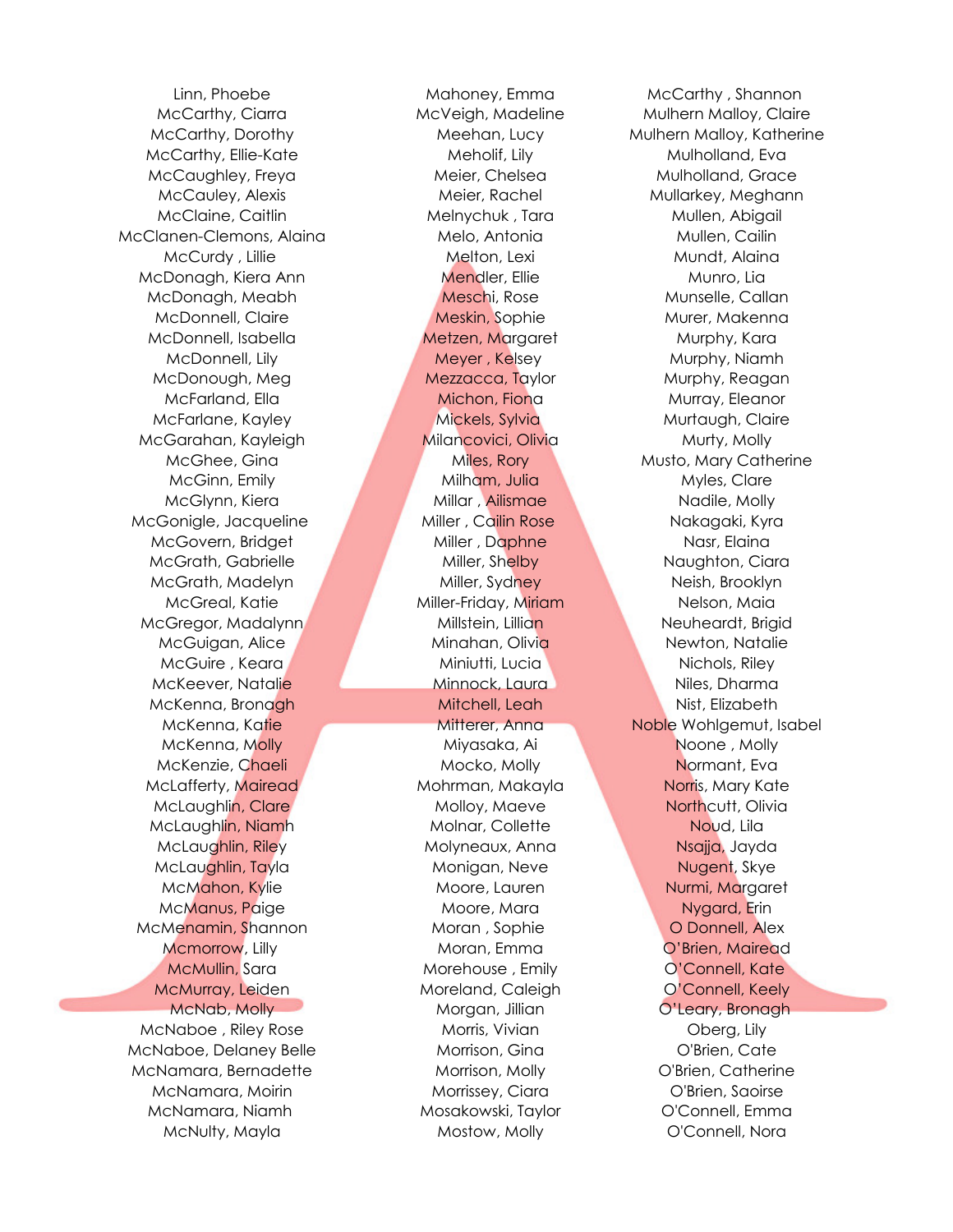Linn, Phoebe
McCarthy, Ciarra
McCarthy, Dorothy
McCarthy, Ellie-Kate
McCaughley, Freya
McCauley, Alexis
McClaine, Caitlin
McClanen-Clemons, Alaina
McCurdy , Lillie
McDonagh, Kiera Ann
McDonagh, Meabh
McDonnell, Claire
McDonnell, Isabella
McDonnell, Lily
McDonough, Meg
McFarland, Ella
McFarlane, Kayley
McGarahan, Kayleigh
McGhee, Gina
McGinn, Emily
McGlynn, Kiera
McGonigle, Jacqueline
McGovern, Bridget
McGrath, Gabrielle
McGrath, Madelyn
McGreal, Katie
McGregor, Madalynn
McGuigan, Alice
McGuire , Keara
McKeever, Natalie
McKenna, Bronagh
McKenna, Katie
McKenna, Molly
McKenzie, Chaeli
McLafferty, Mairead
McLaughlin, Clare
McLaughlin, Niamh
McLaughlin, Riley
McLaughlin, Tayla
McMahon, Kylie
McManus, Paige
McMenamin, Shannon
Mcmorrow, Lilly
McMullin, Sara
McMurray, Leiden
McNab, Molly
McNaboe , Riley Rose
McNaboe, Delaney Belle
McNamara, Bernadette
McNamara, Moirin
McNamara, Niamh
McNulty, Mayla

Mahoney, Emma
McVeigh, Madeline
Meehan, Lucy
Meholif, Lily
Meier, Chelsea
Meier, Rachel
Melnychuk , Tara
Melo, Antonia
Melton, Lexi
Mendler, Ellie
Meschi, Rose
Meskin, Sophie
Metzen, Margaret
Meyer , Kelsey
Mezzacca, Taylor
Michon, Fiona
Mickels, Sylvia
Milancovici, Olivia
Miles, Rory
Milham, Julia
Millar , Ailismae
Miller , Cailin Rose
Miller , Daphne
Miller, Shelby
Miller, Sydney
Miller-Friday, Miriam
Millstein, Lillian
Minahan, Olivia
Miniutti, Lucia
Minnock, Laura
Mitchell, Leah
Mitterer, Anna
Miyasaka, Ai
Mocko, Molly
Mohrman, Makayla
Molloy, Maeve
Molnar, Collette
Molyneaux, Anna
Monigan, Neve
Moore, Lauren
Moore, Mara
Moran , Sophie
Moran, Emma
Morehouse , Emily
Moreland, Caleigh
Morgan, Jillian
Morris, Vivian
Morrison, Gina
Morrison, Molly
Morrissey, Ciara
Mosakowski, Taylor
Mostow, Molly

McCarthy , Shannon
Mulhern Malloy, Claire
Mulhern Malloy, Katherine
Mulholland, Eva
Mulholland, Grace
Mullarkey, Meghann
Mullen, Abigail
Mullen, Cailin
Mundt, Alaina
Munro, Lia
Munselle, Callan
Murer, Makenna
Murphy, Kara
Murphy, Niamh
Murphy, Reagan
Murray, Eleanor
Murtaugh, Claire
Murty, Molly
Musto, Mary Catherine
Myles, Clare
Nadile, Molly
Nakagaki, Kyra
Nasr, Elaina
Naughton, Ciara
Neish, Brooklyn
Nelson, Maia
Neuheardt, Brigid
Newton, Natalie
Nichols, Riley
Niles, Dharma
Nist, Elizabeth
Noble Wohlgemut, Isabel
Noone , Molly
Normant, Eva
Norris, Mary Kate
Northcutt, Olivia
Noud, Lila
Nsajja, Jayda
Nugent, Skye
Nurmi, Margaret
Nygard, Erin
O Donnell, Alex
O'Brien, Mairead
O'Connell, Kate
O'Connell, Keely
O'Leary, Bronagh
Oberg, Lily
O'Brien, Cate
O'Brien, Catherine
O'Brien, Saoirse
O'Connell, Emma
O'Connell, Nora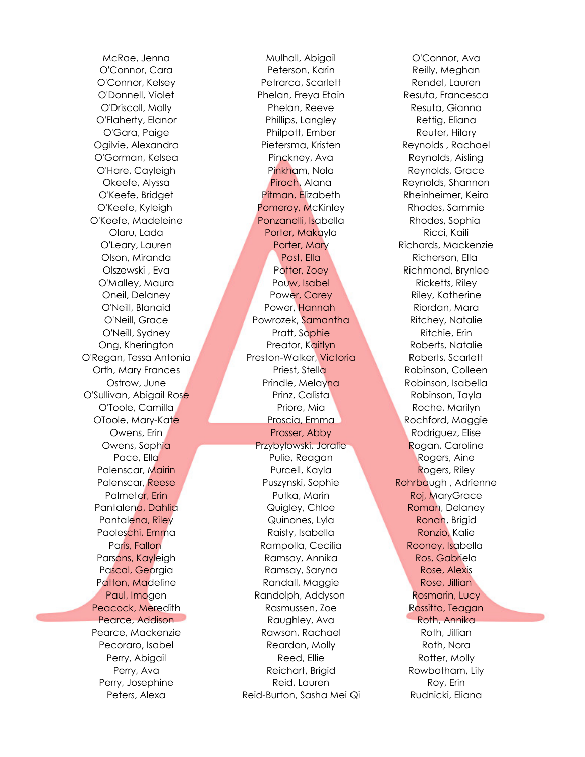McRae, Jenna
O'Connor, Cara
O'Connor, Kelsey
O'Donnell, Violet
O'Driscoll, Molly
O'Flaherty, Elanor
O'Gara, Paige
Ogilvie, Alexandra
O'Gorman, Kelsea
O'Hare, Cayleigh
Okeefe, Alyssa
O'Keefe, Bridget
O'Keefe, Kyleigh
O'Keefe, Madeleine
Olaru, Lada
O'Leary, Lauren
Olson, Miranda
Olszewski , Eva
O'Malley, Maura
Oneil, Delaney
O'Neill, Blanaid
O'Neill, Grace
O'Neill, Sydney
Ong, Kherington
O'Regan, Tessa Antonia
Orth, Mary Frances
Ostrow, June
O'Sullivan, Abigail Rose
O'Toole, Camilla
OToole, Mary-Kate
Owens, Erin
Owens, Sophia
Pace, Ella
Palenscar, Mairin
Palenscar, Reese
Palmeter, Erin
Pantalena, Dahlia
Pantalena, Riley
Paoleschi, Emma
Paris, Fallon
Parsons, Kayleigh
Pascal, Georgia
Patton, Madeline
Paul, Imogen
Peacock, Meredith
Pearce, Addison
Pearce, Mackenzie
Pecoraro, Isabel
Perry, Abigail
Perry, Ava
Perry, Josephine
Peters, Alexa

Mulhall, Abigail
Peterson, Karin
Petrarca, Scarlett
Phelan, Freya Etain
Phelan, Reeve
Phillips, Langley
Philpott, Ember
Pietersma, Kristen
Pinckney, Ava
Pinkham, Nola
Piroch, Alana
Pitman, Elizabeth
Pomeroy, McKinley
Ponzanelli, Isabella
Porter, Makayla
Porter, Mary
Post, Ella
Potter, Zoey
Pouw, Isabel
Power, Carey
Power, Hannah
Powrozek, Samantha
Pratt, Sophie
Preator, Kaitlyn
Preston-Walker, Victoria
Priest, Stella
Prindle, Melayna
Prinz, Calista
Priore, Mia
Proscia, Emma
Prosser, Abby
Przybylowski, Joralie
Pulie, Reagan
Purcell, Kayla
Puszynski, Sophie
Putka, Marin
Quigley, Chloe
Quinones, Lyla
Raisty, Isabella
Rampolla, Cecilia
Ramsay, Annika
Ramsay, Saryna
Randall, Maggie
Randolph, Addyson
Rasmussen, Zoe
Raughley, Ava
Rawson, Rachael
Reardon, Molly
Reed, Ellie
Reichart, Brigid
Reid, Lauren
Reid-Burton, Sasha Mei Qi

O'Connor, Ava
Reilly, Meghan
Rendel, Lauren
Resuta, Francesca
Resuta, Gianna
Rettig, Eliana
Reuter, Hilary
Reynolds , Rachael
Reynolds, Aisling
Reynolds, Grace
Reynolds, Shannon
Rheinheimer, Keira
Rhodes, Sammie
Rhodes, Sophia
Ricci, Kaili
Richards, Mackenzie
Richerson, Ella
Richmond, Brynlee
Ricketts, Riley
Riley, Katherine
Riordan, Mara
Ritchey, Natalie
Ritchie, Erin
Roberts, Natalie
Roberts, Scarlett
Robinson, Colleen
Robinson, Isabella
Robinson, Tayla
Roche, Marilyn
Rochford, Maggie
Rodriguez, Elise
Rogan, Caroline
Rogers, Aine
Rogers, Riley
Rohrbaugh , Adrienne
Roj, MaryGrace
Roman, Delaney
Ronan, Brigid
Ronzio, Kalie
Rooney, Isabella
Ros, Gabriela
Rose, Alexis
Rose, Jillian
Rosmarin, Lucy
Rossitto, Teagan
Roth, Annika
Roth, Jillian
Roth, Nora
Rotter, Molly
Rowbotham, Lily
Roy, Erin
Rudnicki, Eliana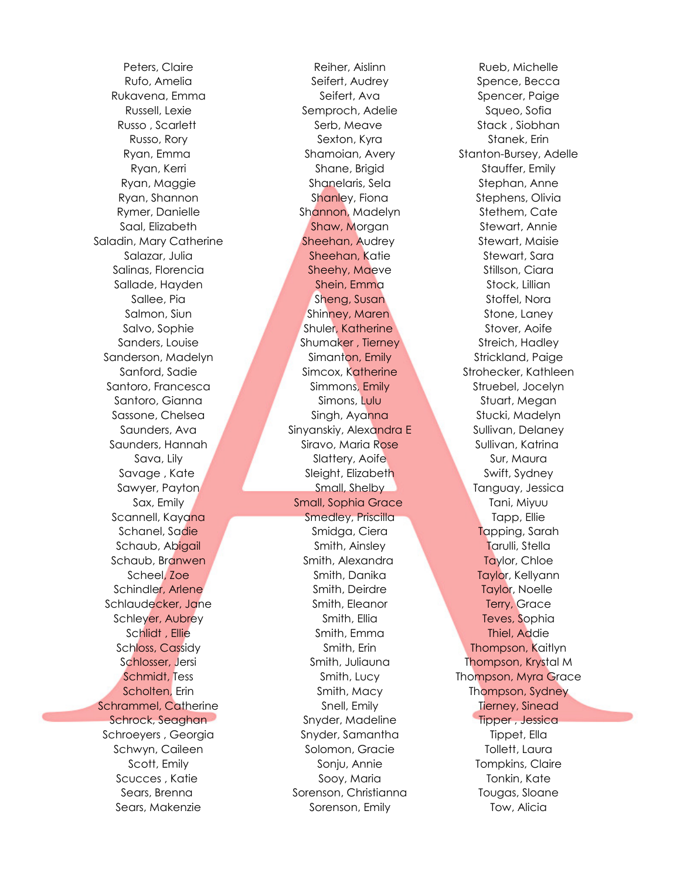Peters, Claire
Rufo, Amelia
Rukavena, Emma
Russell, Lexie
Russo , Scarlett
Russo, Rory
Ryan, Emma
Ryan, Kerri
Ryan, Maggie
Ryan, Shannon
Rymer, Danielle
Saal, Elizabeth
Saladin, Mary Catherine
Salazar, Julia
Salinas, Florencia
Sallade, Hayden
Sallee, Pia
Salmon, Siun
Salvo, Sophie
Sanders, Louise
Sanderson, Madelyn
Sanford, Sadie
Santoro, Francesca
Santoro, Gianna
Sassone, Chelsea
Saunders, Ava
Saunders, Hannah
Sava, Lily
Savage , Kate
Sawyer, Payton
Sax, Emily
Scannell, Kayana
Schanel, Sadie
Schaub, Abigail
Schaub, Branwen
Scheel, Zoe
Schindler, Arlene
Schlaudecker, Jane
Schleyer, Aubrey
Schlidt , Ellie
Schloss, Cassidy
Schlosser, Jersi
Schmidt, Tess
Scholten, Erin
Schrammel, Catherine
Schrock, Seaghan
Schroeyers , Georgia
Schwyn, Caileen
Scott, Emily
Scucces , Katie
Sears, Brenna
Sears, Makenzie

Reiher, Aislinn
Seifert, Audrey
Seifert, Ava
Semproch, Adelie
Serb, Meave
Sexton, Kyra
Shamoian, Avery
Shane, Brigid
Shanelaris, Sela
Shanley, Fiona
Shannon, Madelyn
Shaw, Morgan
Sheehan, Audrey
Sheehan, Katie
Sheehy, Maeve
Shein, Emma
Sheng, Susan
Shinney, Maren
Shuler, Katherine
Shumaker , Tierney
Simanton, Emily
Simcox, Katherine
Simmons, Emily
Simons, Lulu
Singh, Ayanna
Sinyanskiy, Alexandra E
Siravo, Maria Rose
Slattery, Aoife
Sleight, Elizabeth
Small, Shelby
Small, Sophia Grace
Smedley, Priscilla
Smidga, Ciera
Smith, Ainsley
Smith, Alexandra
Smith, Danika
Smith, Deirdre
Smith, Eleanor
Smith, Ellia
Smith, Emma
Smith, Erin
Smith, Juliauna
Smith, Lucy
Smith, Macy
Snell, Emily
Snyder, Madeline
Snyder, Samantha
Solomon, Gracie
Sonju, Annie
Sooy, Maria
Sorenson, Christianna
Sorenson, Emily

Rueb, Michelle
Spence, Becca
Spencer, Paige
Squeo, Sofia
Stack , Siobhan
Stanek, Erin
Stanton-Bursey, Adelle
Stauffer, Emily
Stephan, Anne
Stephens, Olivia
Stethem, Cate
Stewart, Annie
Stewart, Maisie
Stewart, Sara
Stillson, Ciara
Stock, Lillian
Stoffel, Nora
Stone, Laney
Stover, Aoife
Streich, Hadley
Strickland, Paige
Strohecker, Kathleen
Struebel, Jocelyn
Stuart, Megan
Stucki, Madelyn
Sullivan, Delaney
Sullivan, Katrina
Sur, Maura
Swift, Sydney
Tanguay, Jessica
Tani, Miyuu
Tapp, Ellie
Tapping, Sarah
Tarulli, Stella
Taylor, Chloe
Taylor, Kellyann
Taylor, Noelle
Terry, Grace
Teves, Sophia
Thiel, Addie
Thompson, Kaitlyn
Thompson, Krystal M
Thompson, Myra Grace
Thompson, Sydney
Tierney, Sinead
Tipper , Jessica
Tippet, Ella
Tollett, Laura
Tompkins, Claire
Tonkin, Kate
Tougas, Sloane
Tow, Alicia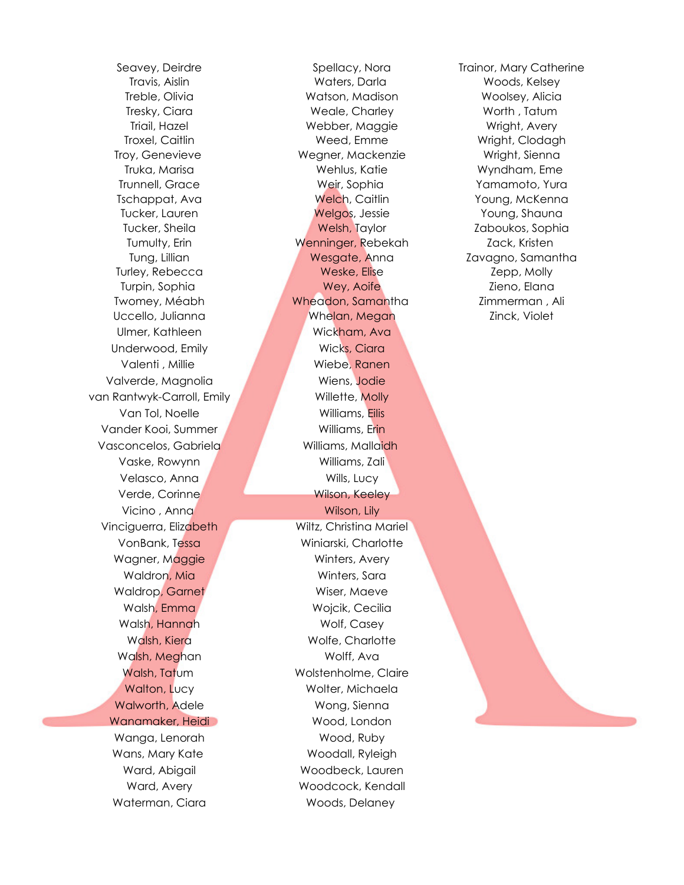Seavey, Deirdre
Travis, Aislin
Treble, Olivia
Tresky, Ciara
Triail, Hazel
Troxel, Caitlin
Troy, Genevieve
Truka, Marisa
Trunnell, Grace
Tschappat, Ava
Tucker, Lauren
Tucker, Sheila
Tumulty, Erin
Tung, Lillian
Turley, Rebecca
Turpin, Sophia
Twomey, Méabh
Uccello, Julianna
Ulmer, Kathleen
Underwood, Emily
Valenti , Millie
Valverde, Magnolia
van Rantwyk-Carroll, Emily
Van Tol, Noelle
Vander Kooi, Summer
Vasconcelos, Gabriela
Vaske, Rowynn
Velasco, Anna
Verde, Corinne
Vicino , Anna
Vinciguerra, Elizabeth
VonBank, Tessa
Wagner, Maggie
Waldron, Mia
Waldrop, Garnet
Walsh, Emma
Walsh, Hannah
Walsh, Kiera
Walsh, Meghan
Walsh, Tatum
Walton, Lucy
Walworth, Adele
Wanamaker, Heidi
Wanga, Lenorah
Wans, Mary Kate
Ward, Abigail
Ward, Avery
Waterman, Ciara

Spellacy, Nora
Waters, Darla
Watson, Madison
Weale, Charley
Webber, Maggie
Weed, Emme
Wegner, Mackenzie
Wehlus, Katie
Weir, Sophia
Welch, Caitlin
Welgos, Jessie
Welsh, Taylor
Wenninger, Rebekah
Wesgate, Anna
Weske, Elise
Wey, Aoife
Wheadon, Samantha
Whelan, Megan
Wickham, Ava
Wicks, Ciara
Wiebe, Ranen
Wiens, Jodie
Willette, Molly
Williams, Eilis
Williams, Erin
Williams, Mallaidh
Williams, Zali
Wills, Lucy
Wilson, Keeley
Wilson, Lily
Wiltz, Christina Mariel
Winiarski, Charlotte
Winters, Avery
Winters, Sara
Wiser, Maeve
Wojcik, Cecilia
Wolf, Casey
Wolfe, Charlotte
Wolff, Ava
Wolstenholme, Claire
Wolter, Michaela
Wong, Sienna
Wood, London
Wood, Ruby
Woodall, Ryleigh
Woodbeck, Lauren
Woodcock, Kendall
Woods, Delaney

Trainor, Mary Catherine
Woods, Kelsey
Woolsey, Alicia
Worth , Tatum
Wright, Avery
Wright, Clodagh
Wright, Sienna
Wyndham, Eme
Yamamoto, Yura
Young, McKenna
Young, Shauna
Zaboukos, Sophia
Zack, Kristen
Zavagno, Samantha
Zepp, Molly
Zieno, Elana
Zimmerman , Ali
Zinck, Violet